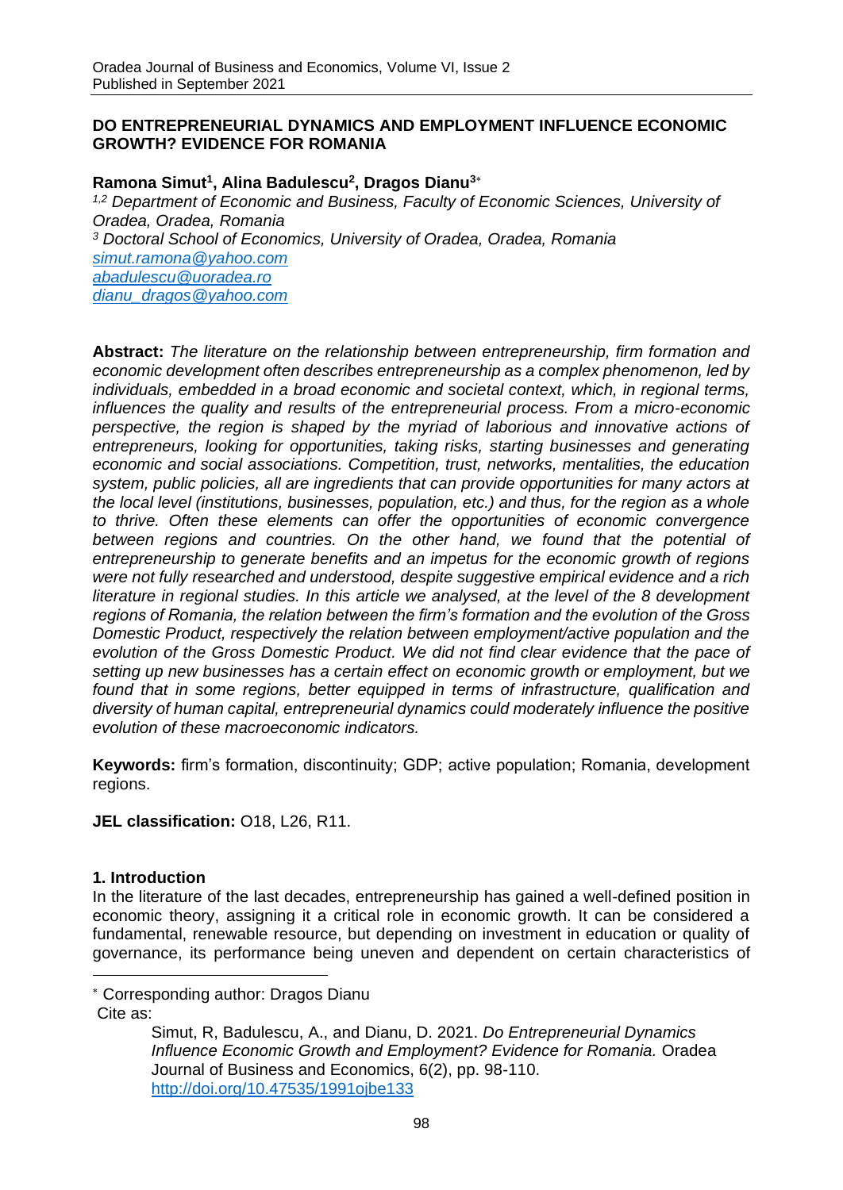# DO ENTREPRENEURIAL DYNAMICS AND EMPLOYMENT INFLUENCE ECONOMIC GROWTH? EVIDENCE FOR ROMANIA

**Ramona Simut[1], Alina Badulescu[2], Dragos Dianu[3]***

*[1,2] Department of Economic and Business, Faculty of Economic Sciences, University of Oradea, Oradea, Romania*
*[3] Doctoral School of Economics, University of Oradea, Oradea, Romania*
simut.ramona@yahoo.com
abadulescu@uoradea.ro
dianu_dragos@yahoo.com

**Abstract:** *The literature on the relationship between entrepreneurship, firm formation and economic development often describes entrepreneurship as a complex phenomenon, led by individuals, embedded in a broad economic and societal context, which, in regional terms, influences the quality and results of the entrepreneurial process. From a micro-economic perspective, the region is shaped by the myriad of laborious and innovative actions of entrepreneurs, looking for opportunities, taking risks, starting businesses and generating economic and social associations. Competition, trust, networks, mentalities, the education system, public policies, all are ingredients that can provide opportunities for many actors at the local level (institutions, businesses, population, etc.) and thus, for the region as a whole to thrive. Often these elements can offer the opportunities of economic convergence between regions and countries. On the other hand, we found that the potential of entrepreneurship to generate benefits and an impetus for the economic growth of regions were not fully researched and understood, despite suggestive empirical evidence and a rich literature in regional studies. In this article we analysed, at the level of the 8 development regions of Romania, the relation between the firm's formation and the evolution of the Gross Domestic Product, respectively the relation between employment/active population and the evolution of the Gross Domestic Product. We did not find clear evidence that the pace of setting up new businesses has a certain effect on economic growth or employment, but we found that in some regions, better equipped in terms of infrastructure, qualification and diversity of human capital, entrepreneurial dynamics could moderately influence the positive evolution of these macroeconomic indicators.*

**Keywords:** firm's formation, discontinuity; GDP; active population; Romania, development regions.

**JEL classification:** O18, L26, R11.

## 1. Introduction

In the literature of the last decades, entrepreneurship has gained a well-defined position in economic theory, assigning it a critical role in economic growth. It can be considered a fundamental, renewable resource, but depending on investment in education or quality of governance, its performance being uneven and dependent on certain characteristics of

---

* Corresponding author: Dragos Dianu

Cite as:

Simut, R, Badulescu, A., and Dianu, D. 2021. *Do Entrepreneurial Dynamics Influence Economic Growth and Employment? Evidence for Romania.* Oradea Journal of Business and Economics, 6(2), pp. 98-110. http://doi.org/10.47535/1991ojbe133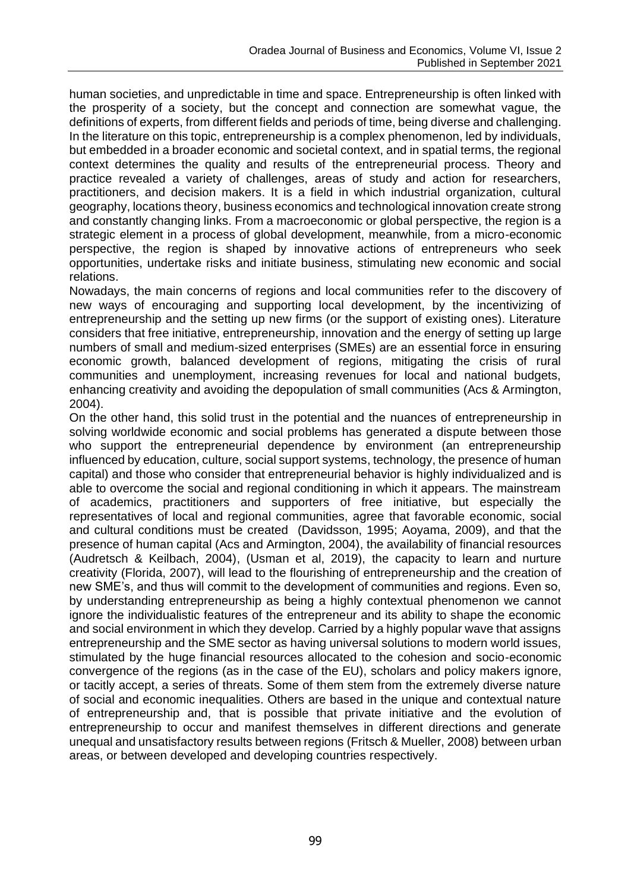human societies, and unpredictable in time and space. Entrepreneurship is often linked with the prosperity of a society, but the concept and connection are somewhat vague, the definitions of experts, from different fields and periods of time, being diverse and challenging. In the literature on this topic, entrepreneurship is a complex phenomenon, led by individuals, but embedded in a broader economic and societal context, and in spatial terms, the regional context determines the quality and results of the entrepreneurial process. Theory and practice revealed a variety of challenges, areas of study and action for researchers, practitioners, and decision makers. It is a field in which industrial organization, cultural geography, locations theory, business economics and technological innovation create strong and constantly changing links. From a macroeconomic or global perspective, the region is a strategic element in a process of global development, meanwhile, from a micro-economic perspective, the region is shaped by innovative actions of entrepreneurs who seek opportunities, undertake risks and initiate business, stimulating new economic and social relations.

Nowadays, the main concerns of regions and local communities refer to the discovery of new ways of encouraging and supporting local development, by the incentivizing of entrepreneurship and the setting up new firms (or the support of existing ones). Literature considers that free initiative, entrepreneurship, innovation and the energy of setting up large numbers of small and medium-sized enterprises (SMEs) are an essential force in ensuring economic growth, balanced development of regions, mitigating the crisis of rural communities and unemployment, increasing revenues for local and national budgets, enhancing creativity and avoiding the depopulation of small communities (Acs & Armington, 2004).

On the other hand, this solid trust in the potential and the nuances of entrepreneurship in solving worldwide economic and social problems has generated a dispute between those who support the entrepreneurial dependence by environment (an entrepreneurship influenced by education, culture, social support systems, technology, the presence of human capital) and those who consider that entrepreneurial behavior is highly individualized and is able to overcome the social and regional conditioning in which it appears. The mainstream of academics, practitioners and supporters of free initiative, but especially the representatives of local and regional communities, agree that favorable economic, social and cultural conditions must be created (Davidsson, 1995; Aoyama, 2009), and that the presence of human capital (Acs and Armington, 2004), the availability of financial resources (Audretsch & Keilbach, 2004), (Usman et al, 2019), the capacity to learn and nurture creativity (Florida, 2007), will lead to the flourishing of entrepreneurship and the creation of new SME's, and thus will commit to the development of communities and regions. Even so, by understanding entrepreneurship as being a highly contextual phenomenon we cannot ignore the individualistic features of the entrepreneur and its ability to shape the economic and social environment in which they develop. Carried by a highly popular wave that assigns entrepreneurship and the SME sector as having universal solutions to modern world issues, stimulated by the huge financial resources allocated to the cohesion and socio-economic convergence of the regions (as in the case of the EU), scholars and policy makers ignore, or tacitly accept, a series of threats. Some of them stem from the extremely diverse nature of social and economic inequalities. Others are based in the unique and contextual nature of entrepreneurship and, that is possible that private initiative and the evolution of entrepreneurship to occur and manifest themselves in different directions and generate unequal and unsatisfactory results between regions (Fritsch & Mueller, 2008) between urban areas, or between developed and developing countries respectively.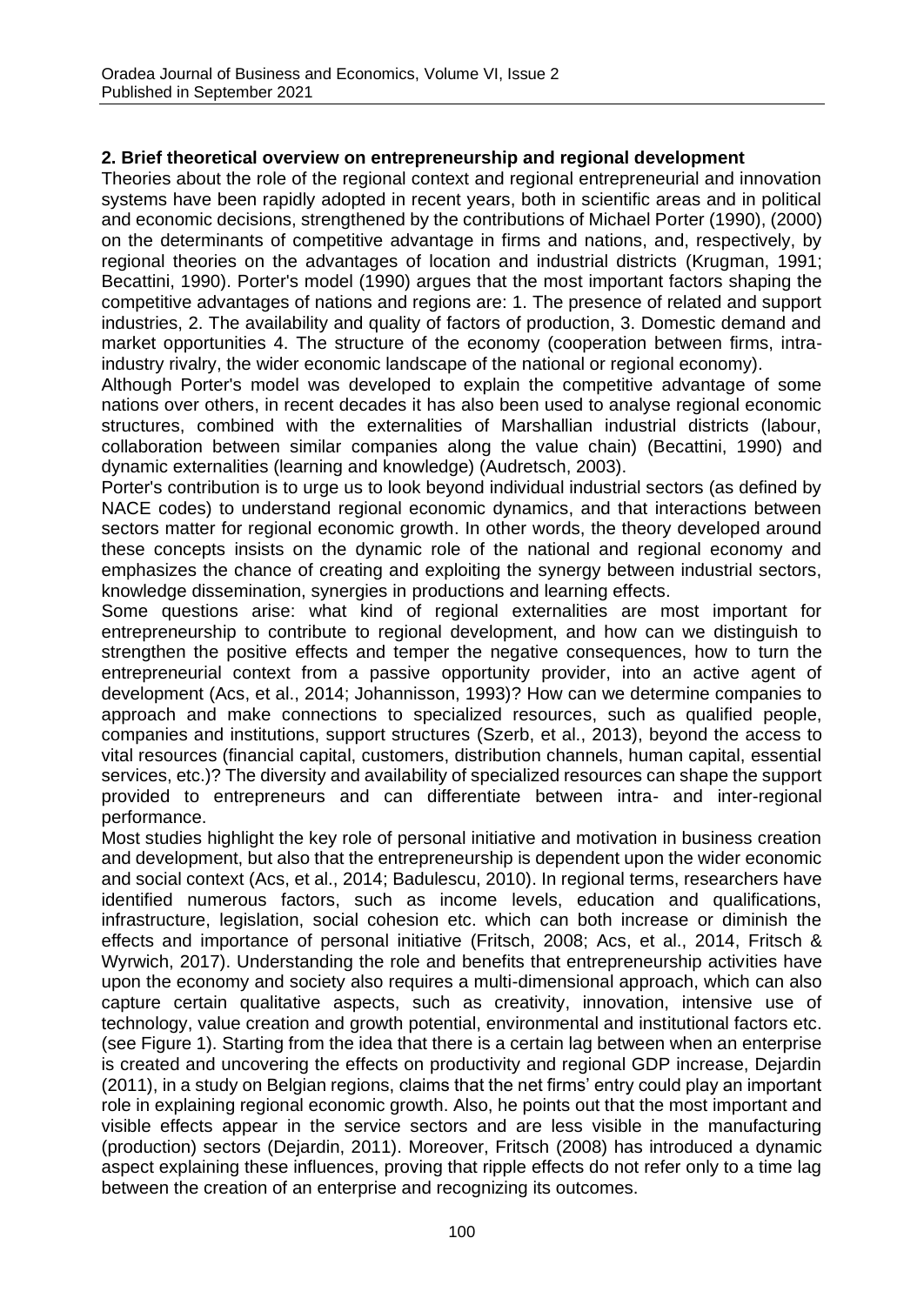## 2. Brief theoretical overview on entrepreneurship and regional development

Theories about the role of the regional context and regional entrepreneurial and innovation systems have been rapidly adopted in recent years, both in scientific areas and in political and economic decisions, strengthened by the contributions of Michael Porter (1990), (2000) on the determinants of competitive advantage in firms and nations, and, respectively, by regional theories on the advantages of location and industrial districts (Krugman, 1991; Becattini, 1990). Porter's model (1990) argues that the most important factors shaping the competitive advantages of nations and regions are: 1. The presence of related and support industries, 2. The availability and quality of factors of production, 3. Domestic demand and market opportunities 4. The structure of the economy (cooperation between firms, intra-industry rivalry, the wider economic landscape of the national or regional economy).

Although Porter's model was developed to explain the competitive advantage of some nations over others, in recent decades it has also been used to analyse regional economic structures, combined with the externalities of Marshallian industrial districts (labour, collaboration between similar companies along the value chain) (Becattini, 1990) and dynamic externalities (learning and knowledge) (Audretsch, 2003).

Porter's contribution is to urge us to look beyond individual industrial sectors (as defined by NACE codes) to understand regional economic dynamics, and that interactions between sectors matter for regional economic growth. In other words, the theory developed around these concepts insists on the dynamic role of the national and regional economy and emphasizes the chance of creating and exploiting the synergy between industrial sectors, knowledge dissemination, synergies in productions and learning effects.

Some questions arise: what kind of regional externalities are most important for entrepreneurship to contribute to regional development, and how can we distinguish to strengthen the positive effects and temper the negative consequences, how to turn the entrepreneurial context from a passive opportunity provider, into an active agent of development (Acs, et al., 2014; Johannisson, 1993)? How can we determine companies to approach and make connections to specialized resources, such as qualified people, companies and institutions, support structures (Szerb, et al., 2013), beyond the access to vital resources (financial capital, customers, distribution channels, human capital, essential services, etc.)? The diversity and availability of specialized resources can shape the support provided to entrepreneurs and can differentiate between intra- and inter-regional performance.

Most studies highlight the key role of personal initiative and motivation in business creation and development, but also that the entrepreneurship is dependent upon the wider economic and social context (Acs, et al., 2014; Badulescu, 2010). In regional terms, researchers have identified numerous factors, such as income levels, education and qualifications, infrastructure, legislation, social cohesion etc. which can both increase or diminish the effects and importance of personal initiative (Fritsch, 2008; Acs, et al., 2014, Fritsch & Wyrwich, 2017). Understanding the role and benefits that entrepreneurship activities have upon the economy and society also requires a multi-dimensional approach, which can also capture certain qualitative aspects, such as creativity, innovation, intensive use of technology, value creation and growth potential, environmental and institutional factors etc. (see Figure 1). Starting from the idea that there is a certain lag between when an enterprise is created and uncovering the effects on productivity and regional GDP increase, Dejardin (2011), in a study on Belgian regions, claims that the net firms' entry could play an important role in explaining regional economic growth. Also, he points out that the most important and visible effects appear in the service sectors and are less visible in the manufacturing (production) sectors (Dejardin, 2011). Moreover, Fritsch (2008) has introduced a dynamic aspect explaining these influences, proving that ripple effects do not refer only to a time lag between the creation of an enterprise and recognizing its outcomes.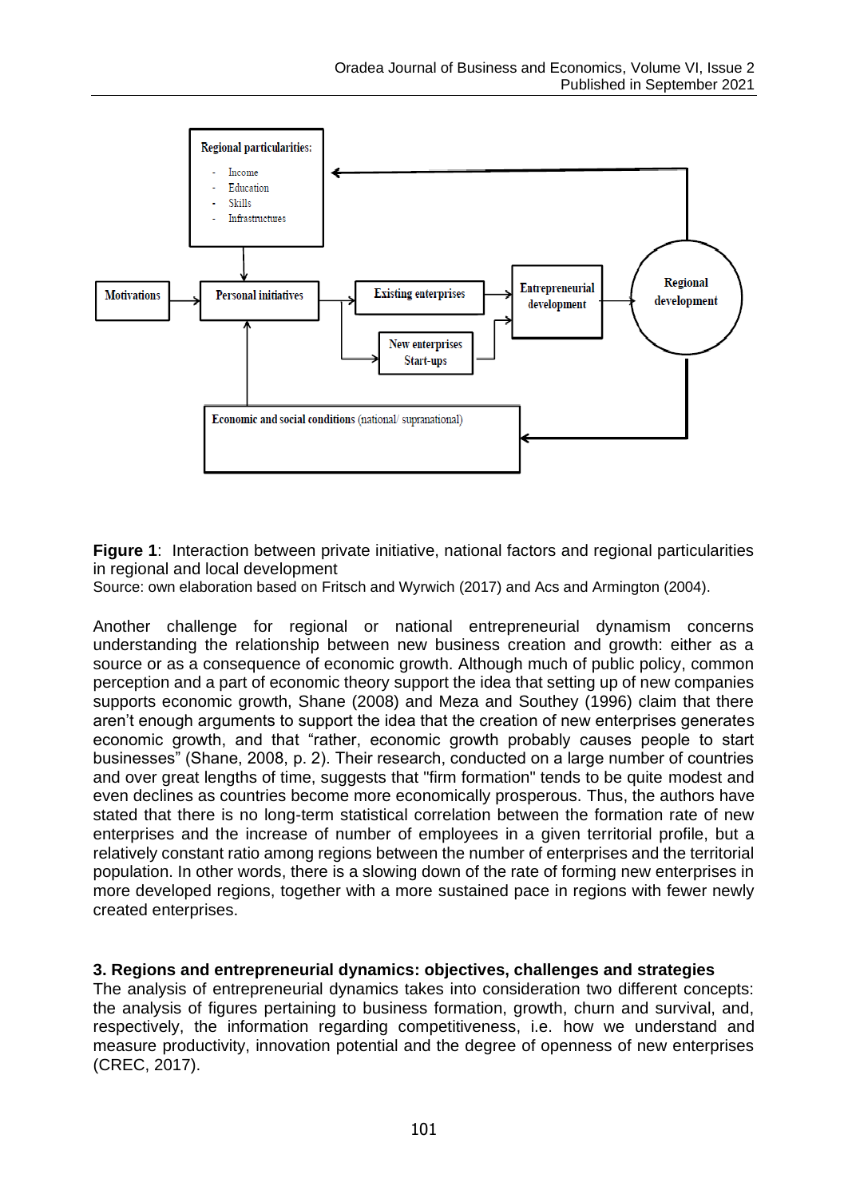Regional particularities:

- Income
- Education
- Skills
- Infrastructures

Motivations → Personal initiatives → Existing enterprises / New enterprises Start-ups → Entrepreneurial development → Regional development

Economic and social conditions (national/ supranational)

**Figure 1**: Interaction between private initiative, national factors and regional particularities in regional and local development
Source: own elaboration based on Fritsch and Wyrwich (2017) and Acs and Armington (2004).

Another challenge for regional or national entrepreneurial dynamism concerns understanding the relationship between new business creation and growth: either as a source or as a consequence of economic growth. Although much of public policy, common perception and a part of economic theory support the idea that setting up of new companies supports economic growth, Shane (2008) and Meza and Southey (1996) claim that there aren't enough arguments to support the idea that the creation of new enterprises generates economic growth, and that "rather, economic growth probably causes people to start businesses" (Shane, 2008, p. 2). Their research, conducted on a large number of countries and over great lengths of time, suggests that "firm formation" tends to be quite modest and even declines as countries become more economically prosperous. Thus, the authors have stated that there is no long-term statistical correlation between the formation rate of new enterprises and the increase of number of employees in a given territorial profile, but a relatively constant ratio among regions between the number of enterprises and the territorial population. In other words, there is a slowing down of the rate of forming new enterprises in more developed regions, together with a more sustained pace in regions with fewer newly created enterprises.

## 3. Regions and entrepreneurial dynamics: objectives, challenges and strategies

The analysis of entrepreneurial dynamics takes into consideration two different concepts: the analysis of figures pertaining to business formation, growth, churn and survival, and, respectively, the information regarding competitiveness, i.e. how we understand and measure productivity, innovation potential and the degree of openness of new enterprises (CREC, 2017).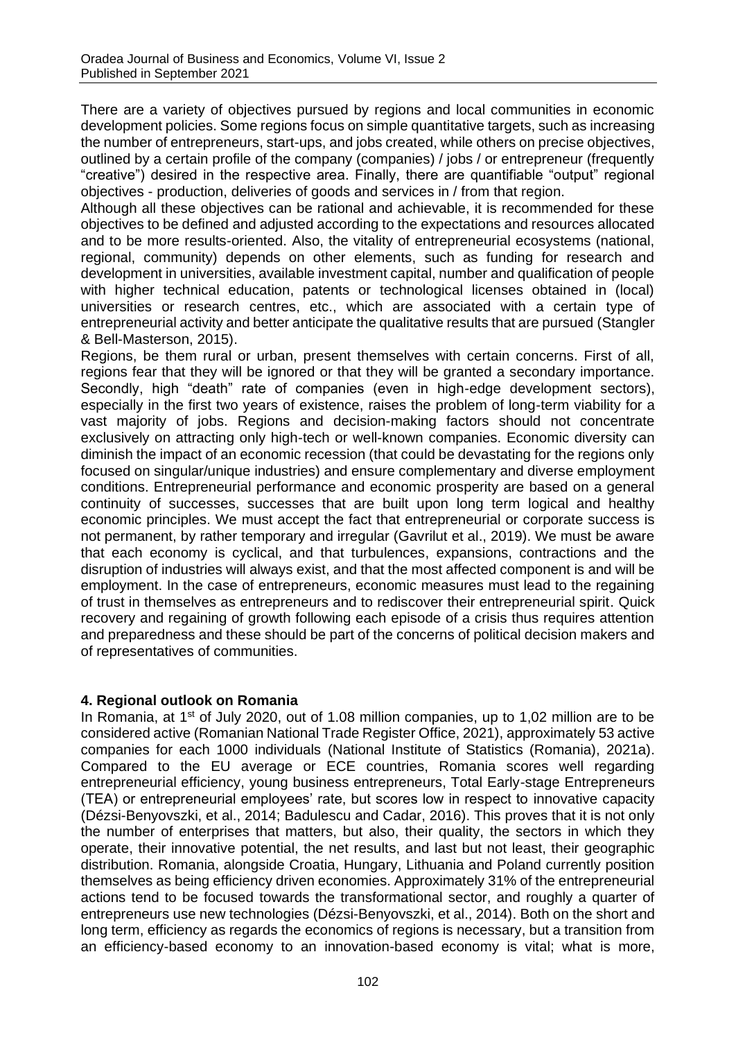There are a variety of objectives pursued by regions and local communities in economic development policies. Some regions focus on simple quantitative targets, such as increasing the number of entrepreneurs, start-ups, and jobs created, while others on precise objectives, outlined by a certain profile of the company (companies) / jobs / or entrepreneur (frequently "creative") desired in the respective area. Finally, there are quantifiable "output" regional objectives - production, deliveries of goods and services in / from that region.

Although all these objectives can be rational and achievable, it is recommended for these objectives to be defined and adjusted according to the expectations and resources allocated and to be more results-oriented. Also, the vitality of entrepreneurial ecosystems (national, regional, community) depends on other elements, such as funding for research and development in universities, available investment capital, number and qualification of people with higher technical education, patents or technological licenses obtained in (local) universities or research centres, etc., which are associated with a certain type of entrepreneurial activity and better anticipate the qualitative results that are pursued (Stangler & Bell-Masterson, 2015).

Regions, be them rural or urban, present themselves with certain concerns. First of all, regions fear that they will be ignored or that they will be granted a secondary importance. Secondly, high "death" rate of companies (even in high-edge development sectors), especially in the first two years of existence, raises the problem of long-term viability for a vast majority of jobs. Regions and decision-making factors should not concentrate exclusively on attracting only high-tech or well-known companies. Economic diversity can diminish the impact of an economic recession (that could be devastating for the regions only focused on singular/unique industries) and ensure complementary and diverse employment conditions. Entrepreneurial performance and economic prosperity are based on a general continuity of successes, successes that are built upon long term logical and healthy economic principles. We must accept the fact that entrepreneurial or corporate success is not permanent, by rather temporary and irregular (Gavrilut et al., 2019). We must be aware that each economy is cyclical, and that turbulences, expansions, contractions and the disruption of industries will always exist, and that the most affected component is and will be employment. In the case of entrepreneurs, economic measures must lead to the regaining of trust in themselves as entrepreneurs and to rediscover their entrepreneurial spirit. Quick recovery and regaining of growth following each episode of a crisis thus requires attention and preparedness and these should be part of the concerns of political decision makers and of representatives of communities.

## 4. Regional outlook on Romania

In Romania, at 1st of July 2020, out of 1.08 million companies, up to 1,02 million are to be considered active (Romanian National Trade Register Office, 2021), approximately 53 active companies for each 1000 individuals (National Institute of Statistics (Romania), 2021a). Compared to the EU average or ECE countries, Romania scores well regarding entrepreneurial efficiency, young business entrepreneurs, Total Early-stage Entrepreneurs (TEA) or entrepreneurial employees' rate, but scores low in respect to innovative capacity (Dézsi-Benyovszki, et al., 2014; Badulescu and Cadar, 2016). This proves that it is not only the number of enterprises that matters, but also, their quality, the sectors in which they operate, their innovative potential, the net results, and last but not least, their geographic distribution. Romania, alongside Croatia, Hungary, Lithuania and Poland currently position themselves as being efficiency driven economies. Approximately 31% of the entrepreneurial actions tend to be focused towards the transformational sector, and roughly a quarter of entrepreneurs use new technologies (Dézsi-Benyovszki, et al., 2014). Both on the short and long term, efficiency as regards the economics of regions is necessary, but a transition from an efficiency-based economy to an innovation-based economy is vital; what is more,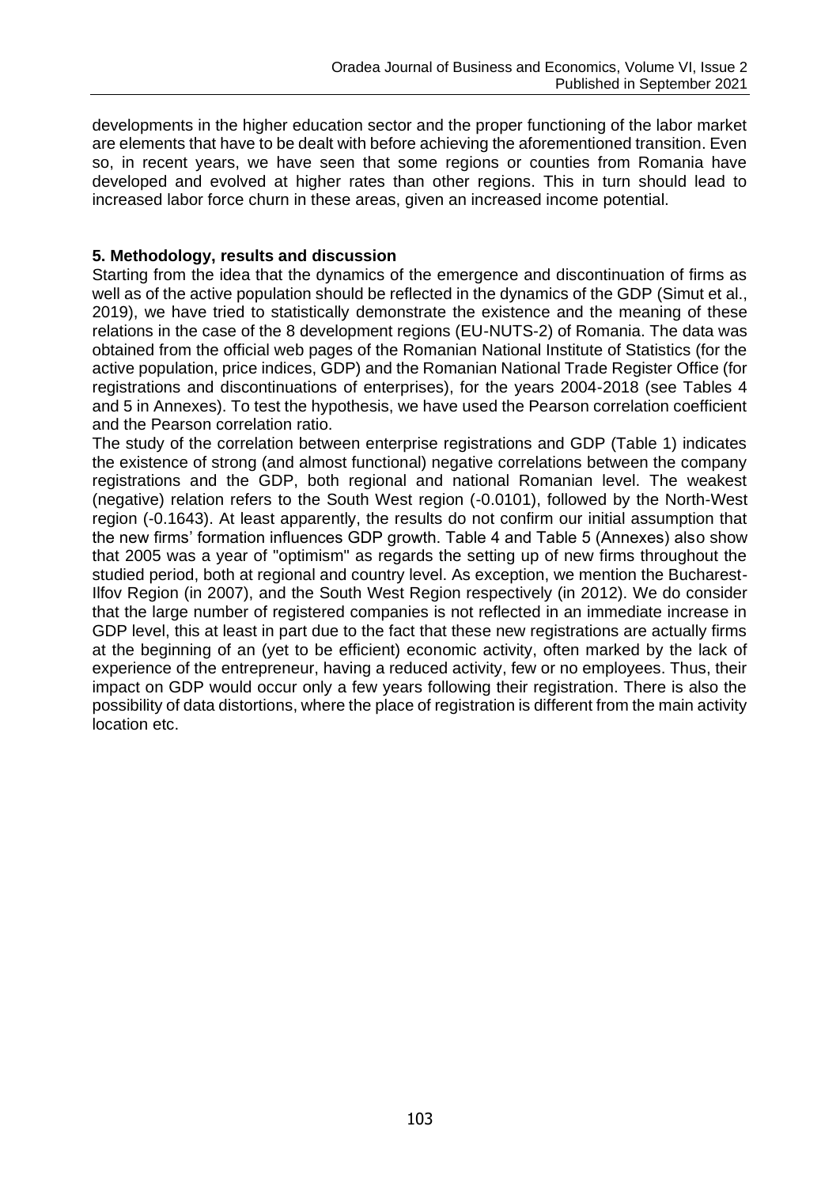developments in the higher education sector and the proper functioning of the labor market are elements that have to be dealt with before achieving the aforementioned transition. Even so, in recent years, we have seen that some regions or counties from Romania have developed and evolved at higher rates than other regions. This in turn should lead to increased labor force churn in these areas, given an increased income potential.

## 5. Methodology, results and discussion

Starting from the idea that the dynamics of the emergence and discontinuation of firms as well as of the active population should be reflected in the dynamics of the GDP (Simut et al., 2019), we have tried to statistically demonstrate the existence and the meaning of these relations in the case of the 8 development regions (EU-NUTS-2) of Romania. The data was obtained from the official web pages of the Romanian National Institute of Statistics (for the active population, price indices, GDP) and the Romanian National Trade Register Office (for registrations and discontinuations of enterprises), for the years 2004-2018 (see Tables 4 and 5 in Annexes). To test the hypothesis, we have used the Pearson correlation coefficient and the Pearson correlation ratio.

The study of the correlation between enterprise registrations and GDP (Table 1) indicates the existence of strong (and almost functional) negative correlations between the company registrations and the GDP, both regional and national Romanian level. The weakest (negative) relation refers to the South West region (-0.0101), followed by the North-West region (-0.1643). At least apparently, the results do not confirm our initial assumption that the new firms' formation influences GDP growth. Table 4 and Table 5 (Annexes) also show that 2005 was a year of "optimism" as regards the setting up of new firms throughout the studied period, both at regional and country level. As exception, we mention the Bucharest-Ilfov Region (in 2007), and the South West Region respectively (in 2012). We do consider that the large number of registered companies is not reflected in an immediate increase in GDP level, this at least in part due to the fact that these new registrations are actually firms at the beginning of an (yet to be efficient) economic activity, often marked by the lack of experience of the entrepreneur, having a reduced activity, few or no employees. Thus, their impact on GDP would occur only a few years following their registration. There is also the possibility of data distortions, where the place of registration is different from the main activity location etc.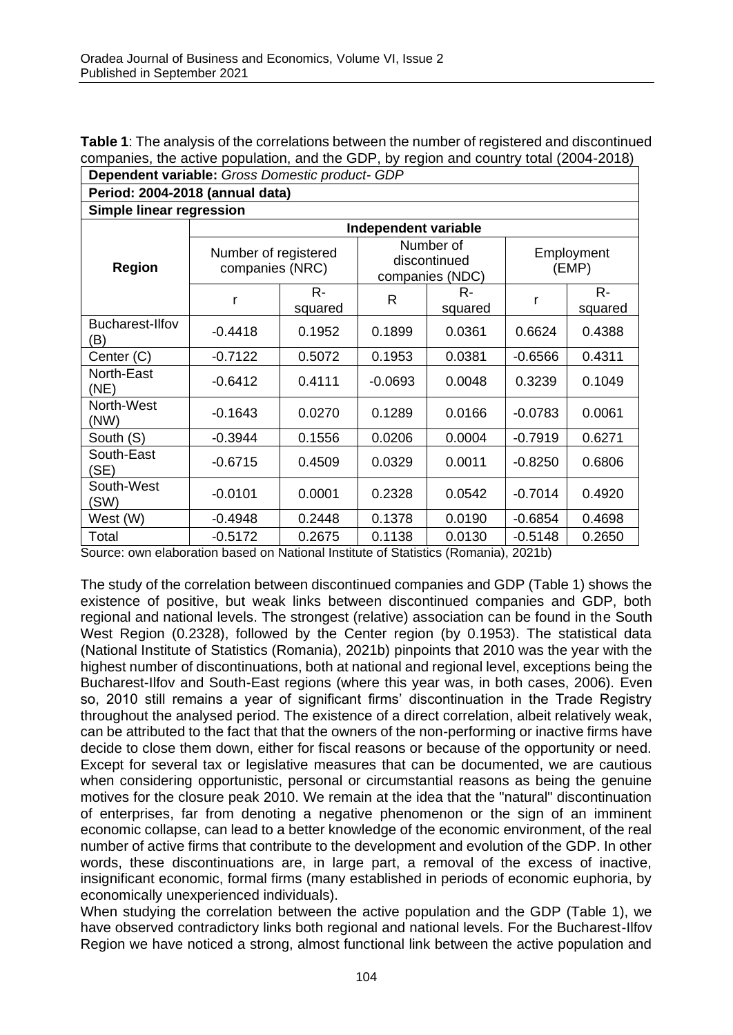**Table 1**: The analysis of the correlations between the number of registered and discontinued companies, the active population, and the GDP, by region and country total (2004-2018)

| **Dependent variable:** *Gross Domestic product- GDP* | | | | | | |
|---|---|---|---|---|---|---|
| **Period: 2004-2018 (annual data)** | | | | | | |
| **Simple linear regression** | | | | | | |
| **Region** | **Independent variable** | | | | | |
| | Number of registered companies (NRC) | | Number of discontinued companies (NDC) | | Employment (EMP) | |
| | r | R-squared | R | R-squared | r | R-squared |
| Bucharest-Ilfov (B) | -0.4418 | 0.1952 | 0.1899 | 0.0361 | 0.6624 | 0.4388 |
| Center (C) | -0.7122 | 0.5072 | 0.1953 | 0.0381 | -0.6566 | 0.4311 |
| North-East (NE) | -0.6412 | 0.4111 | -0.0693 | 0.0048 | 0.3239 | 0.1049 |
| North-West (NW) | -0.1643 | 0.0270 | 0.1289 | 0.0166 | -0.0783 | 0.0061 |
| South (S) | -0.3944 | 0.1556 | 0.0206 | 0.0004 | -0.7919 | 0.6271 |
| South-East (SE) | -0.6715 | 0.4509 | 0.0329 | 0.0011 | -0.8250 | 0.6806 |
| South-West (SW) | -0.0101 | 0.0001 | 0.2328 | 0.0542 | -0.7014 | 0.4920 |
| West (W) | -0.4948 | 0.2448 | 0.1378 | 0.0190 | -0.6854 | 0.4698 |
| Total | -0.5172 | 0.2675 | 0.1138 | 0.0130 | -0.5148 | 0.2650 |

Source: own elaboration based on National Institute of Statistics (Romania), 2021b)

The study of the correlation between discontinued companies and GDP (Table 1) shows the existence of positive, but weak links between discontinued companies and GDP, both regional and national levels. The strongest (relative) association can be found in the South West Region (0.2328), followed by the Center region (by 0.1953). The statistical data (National Institute of Statistics (Romania), 2021b) pinpoints that 2010 was the year with the highest number of discontinuations, both at national and regional level, exceptions being the Bucharest-Ilfov and South-East regions (where this year was, in both cases, 2006). Even so, 2010 still remains a year of significant firms' discontinuation in the Trade Registry throughout the analysed period. The existence of a direct correlation, albeit relatively weak, can be attributed to the fact that that the owners of the non-performing or inactive firms have decide to close them down, either for fiscal reasons or because of the opportunity or need. Except for several tax or legislative measures that can be documented, we are cautious when considering opportunistic, personal or circumstantial reasons as being the genuine motives for the closure peak 2010. We remain at the idea that the "natural" discontinuation of enterprises, far from denoting a negative phenomenon or the sign of an imminent economic collapse, can lead to a better knowledge of the economic environment, of the real number of active firms that contribute to the development and evolution of the GDP. In other words, these discontinuations are, in large part, a removal of the excess of inactive, insignificant economic, formal firms (many established in periods of economic euphoria, by economically unexperienced individuals).

When studying the correlation between the active population and the GDP (Table 1), we have observed contradictory links both regional and national levels. For the Bucharest-Ilfov Region we have noticed a strong, almost functional link between the active population and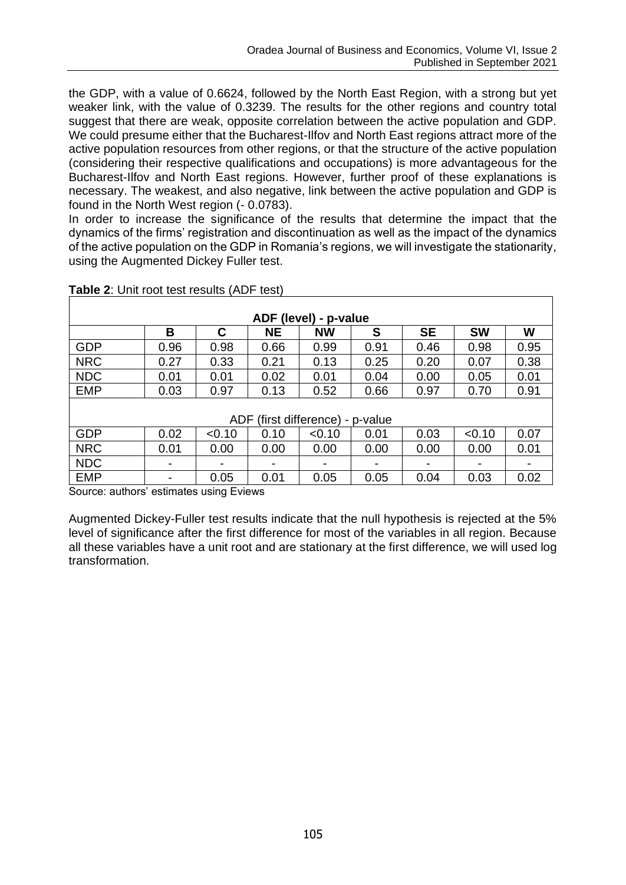the GDP, with a value of 0.6624, followed by the North East Region, with a strong but yet weaker link, with the value of 0.3239. The results for the other regions and country total suggest that there are weak, opposite correlation between the active population and GDP. We could presume either that the Bucharest-Ilfov and North East regions attract more of the active population resources from other regions, or that the structure of the active population (considering their respective qualifications and occupations) is more advantageous for the Bucharest-Ilfov and North East regions. However, further proof of these explanations is necessary. The weakest, and also negative, link between the active population and GDP is found in the North West region (- 0.0783).

In order to increase the significance of the results that determine the impact that the dynamics of the firms' registration and discontinuation as well as the impact of the dynamics of the active population on the GDP in Romania's regions, we will investigate the stationarity, using the Augmented Dickey Fuller test.

**Table 2**: Unit root test results (ADF test)

| **ADF (level) - p-value** | | | | | | | | |
|---|---|---|---|---|---|---|---|---|
| | **B** | **C** | **NE** | **NW** | **S** | **SE** | **SW** | **W** |
| GDP | 0.96 | 0.98 | 0.66 | 0.99 | 0.91 | 0.46 | 0.98 | 0.95 |
| NRC | 0.27 | 0.33 | 0.21 | 0.13 | 0.25 | 0.20 | 0.07 | 0.38 |
| NDC | 0.01 | 0.01 | 0.02 | 0.01 | 0.04 | 0.00 | 0.05 | 0.01 |
| EMP | 0.03 | 0.97 | 0.13 | 0.52 | 0.66 | 0.97 | 0.70 | 0.91 |
| ADF (first difference) - p-value | | | | | | | | |
| GDP | 0.02 | <0.10 | 0.10 | <0.10 | 0.01 | 0.03 | <0.10 | 0.07 |
| NRC | 0.01 | 0.00 | 0.00 | 0.00 | 0.00 | 0.00 | 0.00 | 0.01 |
| NDC | - | - | - | - | - | - | - | - |
| EMP | - | 0.05 | 0.01 | 0.05 | 0.05 | 0.04 | 0.03 | 0.02 |

Source: authors' estimates using Eviews

Augmented Dickey-Fuller test results indicate that the null hypothesis is rejected at the 5% level of significance after the first difference for most of the variables in all region. Because all these variables have a unit root and are stationary at the first difference, we will used log transformation.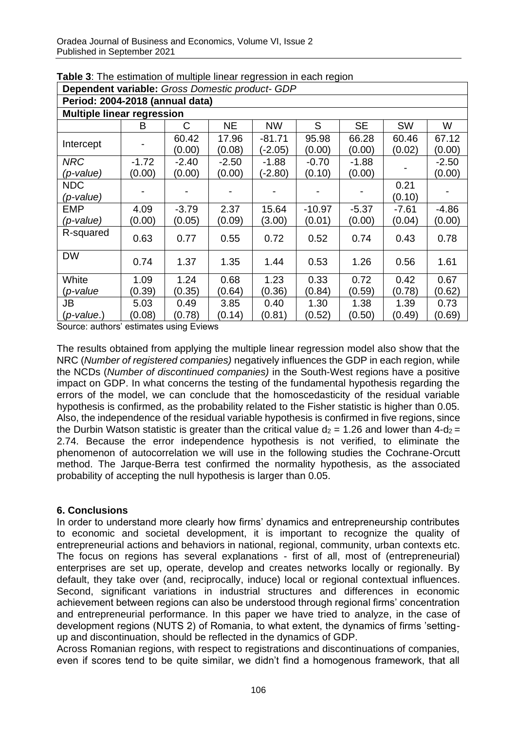**Table 3**: The estimation of multiple linear regression in each region

| **Dependent variable:** *Gross Domestic product- GDP* | | | | | | | | |
|---|---|---|---|---|---|---|---|---|
| **Period: 2004-2018 (annual data)** | | | | | | | | |
| **Multiple linear regression** | | | | | | | | |
| | B | C | NE | NW | S | SE | SW | W |
| Intercept | - | 60.42 (0.00) | 17.96 (0.08) | -81.71 (-2.05) | 95.98 (0.00) | 66.28 (0.00) | 60.46 (0.02) | 67.12 (0.00) |
| *NRC* *(p-value)* | -1.72 (0.00) | -2.40 (0.00) | -2.50 (0.00) | -1.88 (-2.80) | -0.70 (0.10) | -1.88 (0.00) | - | -2.50 (0.00) |
| NDC *(p-value)* | - | - | - | - | - | - | 0.21 (0.10) | - |
| EMP *(p-value)* | 4.09 (0.00) | -3.79 (0.05) | 2.37 (0.09) | 15.64 (3.00) | -10.97 (0.01) | -5.37 (0.00) | -7.61 (0.04) | -4.86 (0.00) |
| R-squared | 0.63 | 0.77 | 0.55 | 0.72 | 0.52 | 0.74 | 0.43 | 0.78 |
| DW | 0.74 | 1.37 | 1.35 | 1.44 | 0.53 | 1.26 | 0.56 | 1.61 |
| White (*p-value* | 1.09 (0.39) | 1.24 (0.35) | 0.68 (0.64) | 1.23 (0.36) | 0.33 (0.84) | 0.72 (0.59) | 0.42 (0.78) | 0.67 (0.62) |
| JB (*p-value*.) | 5.03 (0.08) | 0.49 (0.78) | 3.85 (0.14) | 0.40 (0.81) | 1.30 (0.52) | 1.38 (0.50) | 1.39 (0.49) | 0.73 (0.69) |

Source: authors' estimates using Eviews

The results obtained from applying the multiple linear regression model also show that the NRC (*Number of registered companies)* negatively influences the GDP in each region, while the NCDs (*Number of discontinued companies)* in the South-West regions have a positive impact on GDP. In what concerns the testing of the fundamental hypothesis regarding the errors of the model, we can conclude that the homoscedasticity of the residual variable hypothesis is confirmed, as the probability related to the Fisher statistic is higher than 0.05. Also, the independence of the residual variable hypothesis is confirmed in five regions, since the Durbin Watson statistic is greater than the critical value $d_2 = 1.26$ and lower than $4\text{-}d_2 = 2.74$. Because the error independence hypothesis is not verified, to eliminate the phenomenon of autocorrelation we will use in the following studies the Cochrane-Orcutt method. The Jarque-Berra test confirmed the normality hypothesis, as the associated probability of accepting the null hypothesis is larger than 0.05.

## 6. Conclusions

In order to understand more clearly how firms' dynamics and entrepreneurship contributes to economic and societal development, it is important to recognize the quality of entrepreneurial actions and behaviors in national, regional, community, urban contexts etc. The focus on regions has several explanations - first of all, most of (entrepreneurial) enterprises are set up, operate, develop and creates networks locally or regionally. By default, they take over (and, reciprocally, induce) local or regional contextual influences. Second, significant variations in industrial structures and differences in economic achievement between regions can also be understood through regional firms' concentration and entrepreneurial performance. In this paper we have tried to analyze, in the case of development regions (NUTS 2) of Romania, to what extent, the dynamics of firms 'setting-up and discontinuation, should be reflected in the dynamics of GDP.

Across Romanian regions, with respect to registrations and discontinuations of companies, even if scores tend to be quite similar, we didn't find a homogenous framework, that all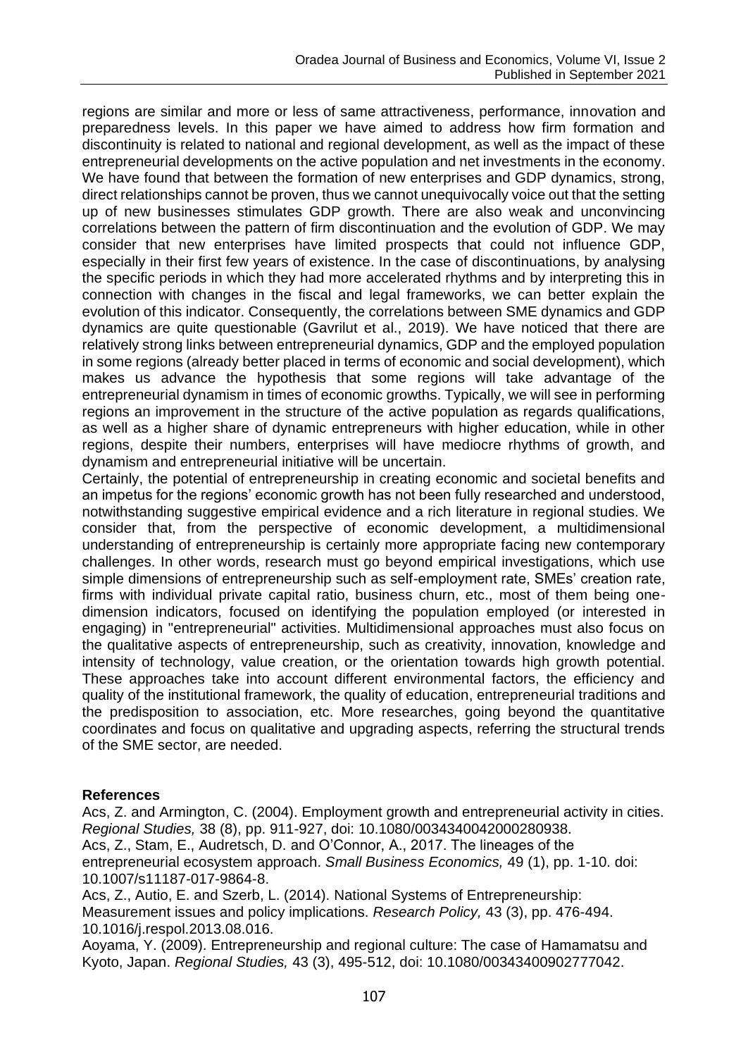regions are similar and more or less of same attractiveness, performance, innovation and preparedness levels. In this paper we have aimed to address how firm formation and discontinuity is related to national and regional development, as well as the impact of these entrepreneurial developments on the active population and net investments in the economy. We have found that between the formation of new enterprises and GDP dynamics, strong, direct relationships cannot be proven, thus we cannot unequivocally voice out that the setting up of new businesses stimulates GDP growth. There are also weak and unconvincing correlations between the pattern of firm discontinuation and the evolution of GDP. We may consider that new enterprises have limited prospects that could not influence GDP, especially in their first few years of existence. In the case of discontinuations, by analysing the specific periods in which they had more accelerated rhythms and by interpreting this in connection with changes in the fiscal and legal frameworks, we can better explain the evolution of this indicator. Consequently, the correlations between SME dynamics and GDP dynamics are quite questionable (Gavrilut et al., 2019). We have noticed that there are relatively strong links between entrepreneurial dynamics, GDP and the employed population in some regions (already better placed in terms of economic and social development), which makes us advance the hypothesis that some regions will take advantage of the entrepreneurial dynamism in times of economic growths. Typically, we will see in performing regions an improvement in the structure of the active population as regards qualifications, as well as a higher share of dynamic entrepreneurs with higher education, while in other regions, despite their numbers, enterprises will have mediocre rhythms of growth, and dynamism and entrepreneurial initiative will be uncertain.

Certainly, the potential of entrepreneurship in creating economic and societal benefits and an impetus for the regions' economic growth has not been fully researched and understood, notwithstanding suggestive empirical evidence and a rich literature in regional studies. We consider that, from the perspective of economic development, a multidimensional understanding of entrepreneurship is certainly more appropriate facing new contemporary challenges. In other words, research must go beyond empirical investigations, which use simple dimensions of entrepreneurship such as self-employment rate, SMEs' creation rate, firms with individual private capital ratio, business churn, etc., most of them being one-dimension indicators, focused on identifying the population employed (or interested in engaging) in "entrepreneurial" activities. Multidimensional approaches must also focus on the qualitative aspects of entrepreneurship, such as creativity, innovation, knowledge and intensity of technology, value creation, or the orientation towards high growth potential. These approaches take into account different environmental factors, the efficiency and quality of the institutional framework, the quality of education, entrepreneurial traditions and the predisposition to association, etc. More researches, going beyond the quantitative coordinates and focus on qualitative and upgrading aspects, referring the structural trends of the SME sector, are needed.

## References

Acs, Z. and Armington, C. (2004). Employment growth and entrepreneurial activity in cities. *Regional Studies,* 38 (8), pp. 911-927, doi: 10.1080/0034340042000280938.

Acs, Z., Stam, E., Audretsch, D. and O'Connor, A., 2017. The lineages of the entrepreneurial ecosystem approach. *Small Business Economics,* 49 (1), pp. 1-10. doi: 10.1007/s11187-017-9864-8.

Acs, Z., Autio, E. and Szerb, L. (2014). National Systems of Entrepreneurship: Measurement issues and policy implications. *Research Policy,* 43 (3), pp. 476-494. 10.1016/j.respol.2013.08.016.

Aoyama, Y. (2009). Entrepreneurship and regional culture: The case of Hamamatsu and Kyoto, Japan. *Regional Studies,* 43 (3), 495-512, doi: 10.1080/00343400902777042.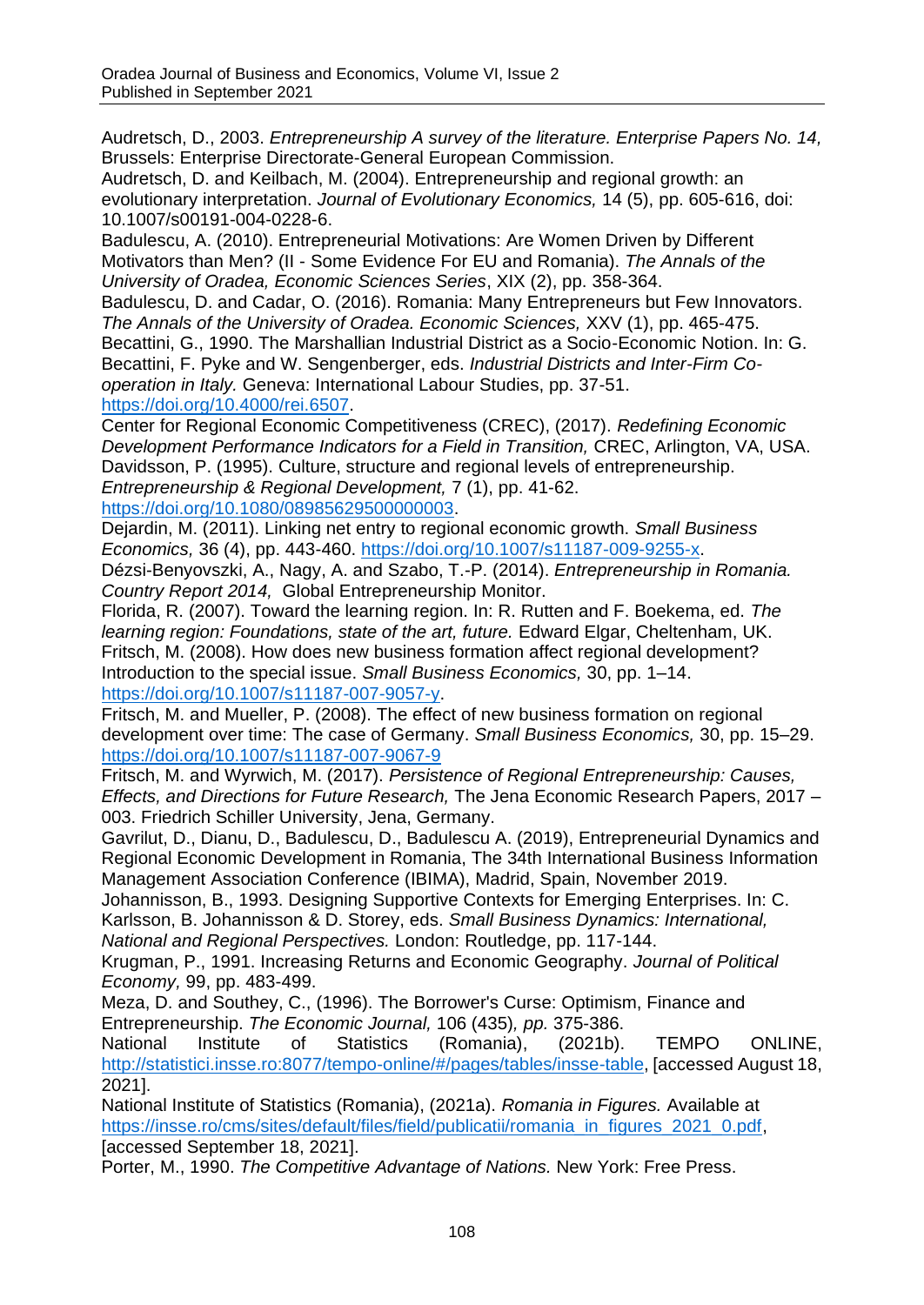Audretsch, D., 2003. *Entrepreneurship A survey of the literature. Enterprise Papers No. 14,* Brussels: Enterprise Directorate-General European Commission.

Audretsch, D. and Keilbach, M. (2004). Entrepreneurship and regional growth: an evolutionary interpretation. *Journal of Evolutionary Economics,* 14 (5), pp. 605-616, doi: 10.1007/s00191-004-0228-6.

Badulescu, A. (2010). Entrepreneurial Motivations: Are Women Driven by Different Motivators than Men? (II - Some Evidence For EU and Romania). *The Annals of the University of Oradea, Economic Sciences Series*, XIX (2), pp. 358-364.

Badulescu, D. and Cadar, O. (2016). Romania: Many Entrepreneurs but Few Innovators. *The Annals of the University of Oradea. Economic Sciences,* XXV (1), pp. 465-475.

Becattini, G., 1990. The Marshallian Industrial District as a Socio-Economic Notion. In: G. Becattini, F. Pyke and W. Sengenberger, eds. *Industrial Districts and Inter-Firm Co-operation in Italy.* Geneva: International Labour Studies, pp. 37-51. https://doi.org/10.4000/rei.6507.

Center for Regional Economic Competitiveness (CREC), (2017). *Redefining Economic Development Performance Indicators for a Field in Transition,* CREC, Arlington, VA, USA.

Davidsson, P. (1995). Culture, structure and regional levels of entrepreneurship. *Entrepreneurship & Regional Development,* 7 (1), pp. 41-62. https://doi.org/10.1080/08985629500000003.

Dejardin, M. (2011). Linking net entry to regional economic growth. *Small Business Economics,* 36 (4), pp. 443-460. https://doi.org/10.1007/s11187-009-9255-x.

Dézsi-Benyovszki, A., Nagy, A. and Szabo, T.-P. (2014). *Entrepreneurship in Romania. Country Report 2014,* Global Entrepreneurship Monitor.

Florida, R. (2007). Toward the learning region. In: R. Rutten and F. Boekema, ed. *The learning region: Foundations, state of the art, future.* Edward Elgar, Cheltenham, UK.

Fritsch, M. (2008). How does new business formation affect regional development? Introduction to the special issue. *Small Business Economics,* 30, pp. 1–14. https://doi.org/10.1007/s11187-007-9057-y.

Fritsch, M. and Mueller, P. (2008). The effect of new business formation on regional development over time: The case of Germany. *Small Business Economics,* 30, pp. 15–29. https://doi.org/10.1007/s11187-007-9067-9

Fritsch, M. and Wyrwich, M. (2017). *Persistence of Regional Entrepreneurship: Causes, Effects, and Directions for Future Research,* The Jena Economic Research Papers, 2017 – 003. Friedrich Schiller University, Jena, Germany.

Gavrilut, D., Dianu, D., Badulescu, D., Badulescu A. (2019), Entrepreneurial Dynamics and Regional Economic Development in Romania, The 34th International Business Information Management Association Conference (IBIMA), Madrid, Spain, November 2019.

Johannisson, B., 1993. Designing Supportive Contexts for Emerging Enterprises. In: C. Karlsson, B. Johannisson & D. Storey, eds. *Small Business Dynamics: International, National and Regional Perspectives.* London: Routledge, pp. 117-144.

Krugman, P., 1991. Increasing Returns and Economic Geography. *Journal of Political Economy,* 99, pp. 483-499.

Meza, D. and Southey, C., (1996). The Borrower's Curse: Optimism, Finance and Entrepreneurship. *The Economic Journal,* 106 (435)*, pp.* 375-386.

National Institute of Statistics (Romania), (2021b). TEMPO ONLINE, http://statistici.insse.ro:8077/tempo-online/#/pages/tables/insse-table, [accessed August 18, 2021].

National Institute of Statistics (Romania), (2021a). *Romania in Figures.* Available at https://insse.ro/cms/sites/default/files/field/publicatii/romania_in_figures_2021_0.pdf, [accessed September 18, 2021].

Porter, M., 1990. *The Competitive Advantage of Nations.* New York: Free Press.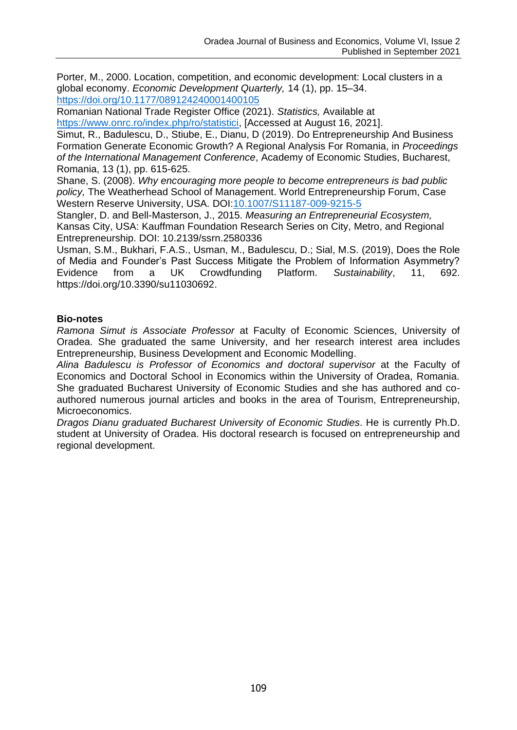Porter, M., 2000. Location, competition, and economic development: Local clusters in a global economy. *Economic Development Quarterly,* 14 (1), pp. 15–34. https://doi.org/10.1177/089124240001400105

Romanian National Trade Register Office (2021). *Statistics,* Available at https://www.onrc.ro/index.php/ro/statistici, [Accessed at August 16, 2021].

Simut, R., Badulescu, D., Stiube, E., Dianu, D (2019). Do Entrepreneurship And Business Formation Generate Economic Growth? A Regional Analysis For Romania, in *Proceedings of the International Management Conference*, Academy of Economic Studies, Bucharest, Romania, 13 (1), pp. 615-625.

Shane, S. (2008). *Why encouraging more people to become entrepreneurs is bad public policy,* The Weatherhead School of Management. World Entrepreneurship Forum, Case Western Reserve University, USA. DOI:10.1007/S11187-009-9215-5

Stangler, D. and Bell-Masterson, J., 2015. *Measuring an Entrepreneurial Ecosystem,* Kansas City, USA: Kauffman Foundation Research Series on City, Metro, and Regional Entrepreneurship. DOI: 10.2139/ssrn.2580336

Usman, S.M., Bukhari, F.A.S., Usman, M., Badulescu, D.; Sial, M.S. (2019), Does the Role of Media and Founder's Past Success Mitigate the Problem of Information Asymmetry? Evidence from a UK Crowdfunding Platform. *Sustainability*, 11, 692. https://doi.org/10.3390/su11030692.

**Bio-notes**

*Ramona Simut is Associate Professor* at Faculty of Economic Sciences, University of Oradea. She graduated the same University, and her research interest area includes Entrepreneurship, Business Development and Economic Modelling.

*Alina Badulescu is Professor of Economics and doctoral supervisor* at the Faculty of Economics and Doctoral School in Economics within the University of Oradea, Romania. She graduated Bucharest University of Economic Studies and she has authored and co-authored numerous journal articles and books in the area of Tourism, Entrepreneurship, Microeconomics.

*Dragos Dianu graduated Bucharest University of Economic Studies*. He is currently Ph.D. student at University of Oradea. His doctoral research is focused on entrepreneurship and regional development.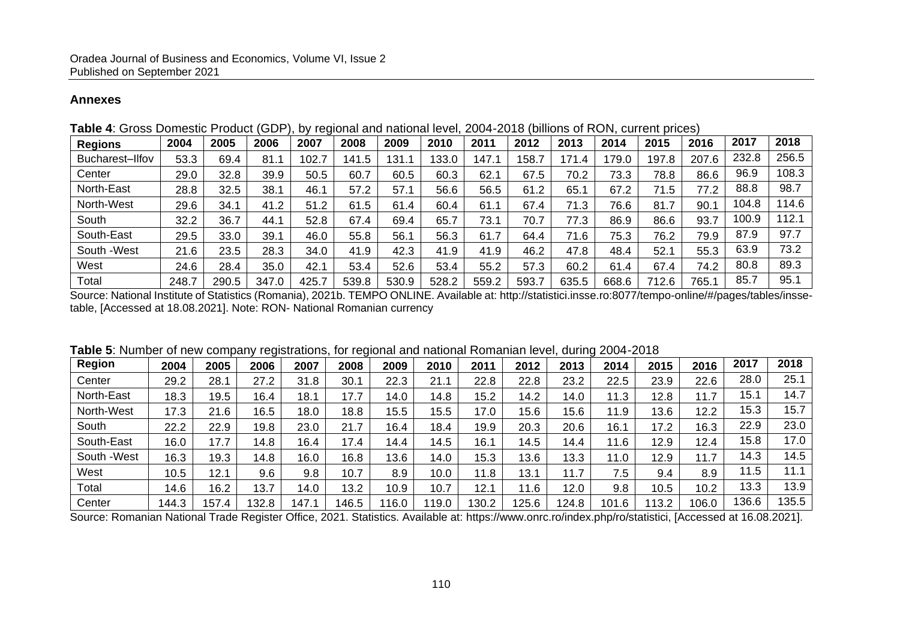## Annexes

**Table 4**: Gross Domestic Product (GDP), by regional and national level, 2004-2018 (billions of RON, current prices)

| Regions | 2004 | 2005 | 2006 | 2007 | 2008 | 2009 | 2010 | 2011 | 2012 | 2013 | 2014 | 2015 | 2016 | 2017 | 2018 |
|---|---|---|---|---|---|---|---|---|---|---|---|---|---|---|---|
| Bucharest–Ilfov | 53.3 | 69.4 | 81.1 | 102.7 | 141.5 | 131.1 | 133.0 | 147.1 | 158.7 | 171.4 | 179.0 | 197.8 | 207.6 | 232.8 | 256.5 |
| Center | 29.0 | 32.8 | 39.9 | 50.5 | 60.7 | 60.5 | 60.3 | 62.1 | 67.5 | 70.2 | 73.3 | 78.8 | 86.6 | 96.9 | 108.3 |
| North-East | 28.8 | 32.5 | 38.1 | 46.1 | 57.2 | 57.1 | 56.6 | 56.5 | 61.2 | 65.1 | 67.2 | 71.5 | 77.2 | 88.8 | 98.7 |
| North-West | 29.6 | 34.1 | 41.2 | 51.2 | 61.5 | 61.4 | 60.4 | 61.1 | 67.4 | 71.3 | 76.6 | 81.7 | 90.1 | 104.8 | 114.6 |
| South | 32.2 | 36.7 | 44.1 | 52.8 | 67.4 | 69.4 | 65.7 | 73.1 | 70.7 | 77.3 | 86.9 | 86.6 | 93.7 | 100.9 | 112.1 |
| South-East | 29.5 | 33.0 | 39.1 | 46.0 | 55.8 | 56.1 | 56.3 | 61.7 | 64.4 | 71.6 | 75.3 | 76.2 | 79.9 | 87.9 | 97.7 |
| South -West | 21.6 | 23.5 | 28.3 | 34.0 | 41.9 | 42.3 | 41.9 | 41.9 | 46.2 | 47.8 | 48.4 | 52.1 | 55.3 | 63.9 | 73.2 |
| West | 24.6 | 28.4 | 35.0 | 42.1 | 53.4 | 52.6 | 53.4 | 55.2 | 57.3 | 60.2 | 61.4 | 67.4 | 74.2 | 80.8 | 89.3 |
| Total | 248.7 | 290.5 | 347.0 | 425.7 | 539.8 | 530.9 | 528.2 | 559.2 | 593.7 | 635.5 | 668.6 | 712.6 | 765.1 | 85.7 | 95.1 |

Source: National Institute of Statistics (Romania), 2021b. TEMPO ONLINE. Available at: http://statistici.insse.ro:8077/tempo-online/#/pages/tables/insse-table, [Accessed at 18.08.2021]. Note: RON- National Romanian currency

**Table 5**: Number of new company registrations, for regional and national Romanian level, during 2004-2018

| Region | 2004 | 2005 | 2006 | 2007 | 2008 | 2009 | 2010 | 2011 | 2012 | 2013 | 2014 | 2015 | 2016 | 2017 | 2018 |
|---|---|---|---|---|---|---|---|---|---|---|---|---|---|---|---|
| Center | 29.2 | 28.1 | 27.2 | 31.8 | 30.1 | 22.3 | 21.1 | 22.8 | 22.8 | 23.2 | 22.5 | 23.9 | 22.6 | 28.0 | 25.1 |
| North-East | 18.3 | 19.5 | 16.4 | 18.1 | 17.7 | 14.0 | 14.8 | 15.2 | 14.2 | 14.0 | 11.3 | 12.8 | 11.7 | 15.1 | 14.7 |
| North-West | 17.3 | 21.6 | 16.5 | 18.0 | 18.8 | 15.5 | 15.5 | 17.0 | 15.6 | 15.6 | 11.9 | 13.6 | 12.2 | 15.3 | 15.7 |
| South | 22.2 | 22.9 | 19.8 | 23.0 | 21.7 | 16.4 | 18.4 | 19.9 | 20.3 | 20.6 | 16.1 | 17.2 | 16.3 | 22.9 | 23.0 |
| South-East | 16.0 | 17.7 | 14.8 | 16.4 | 17.4 | 14.4 | 14.5 | 16.1 | 14.5 | 14.4 | 11.6 | 12.9 | 12.4 | 15.8 | 17.0 |
| South -West | 16.3 | 19.3 | 14.8 | 16.0 | 16.8 | 13.6 | 14.0 | 15.3 | 13.6 | 13.3 | 11.0 | 12.9 | 11.7 | 14.3 | 14.5 |
| West | 10.5 | 12.1 | 9.6 | 9.8 | 10.7 | 8.9 | 10.0 | 11.8 | 13.1 | 11.7 | 7.5 | 9.4 | 8.9 | 11.5 | 11.1 |
| Total | 14.6 | 16.2 | 13.7 | 14.0 | 13.2 | 10.9 | 10.7 | 12.1 | 11.6 | 12.0 | 9.8 | 10.5 | 10.2 | 13.3 | 13.9 |
| Center | 144.3 | 157.4 | 132.8 | 147.1 | 146.5 | 116.0 | 119.0 | 130.2 | 125.6 | 124.8 | 101.6 | 113.2 | 106.0 | 136.6 | 135.5 |

Source: Romanian National Trade Register Office, 2021. Statistics. Available at: https://www.onrc.ro/index.php/ro/statistici, [Accessed at 16.08.2021].